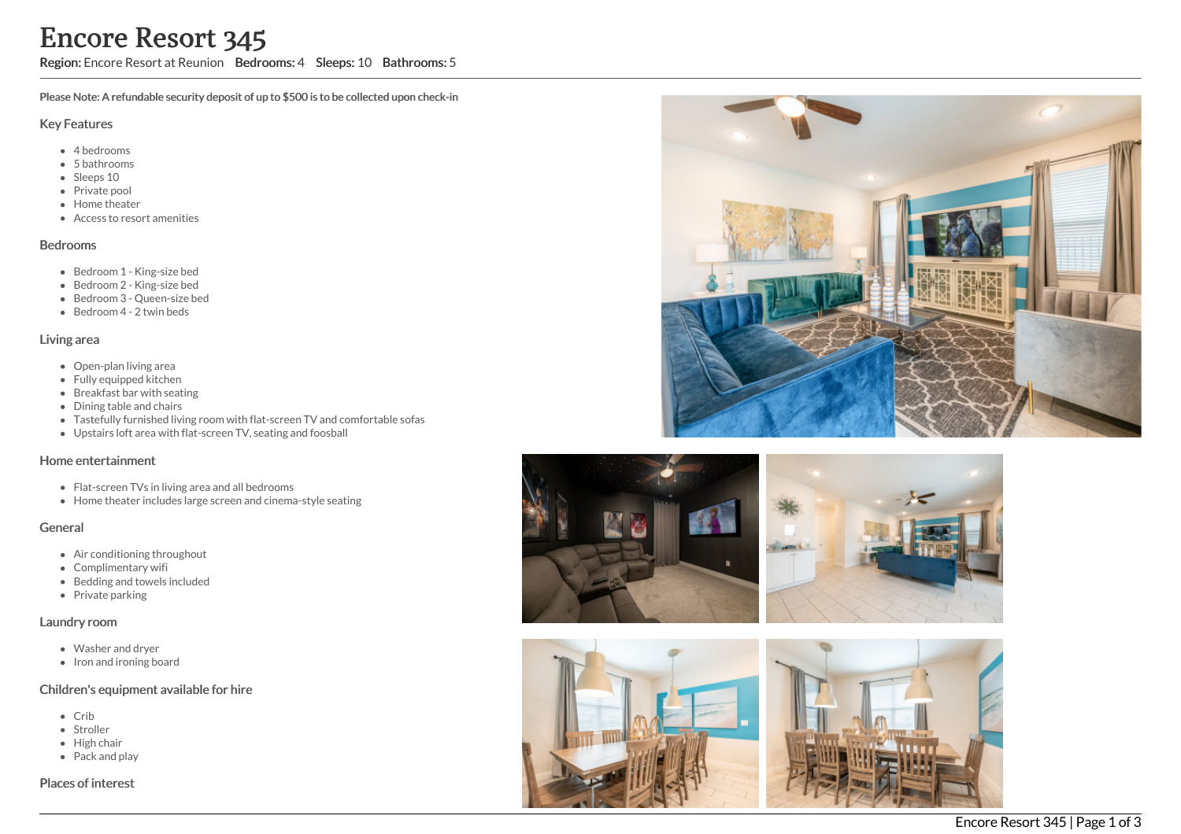# Encore Resort 345

**Region:** Encore Resort at Reunion **Bedrooms:** 4 **Sleeps:** 10 **Bathrooms:** 5

**Please Note: A refundable security deposit of up to $500 is to be collected upon check-in**

## Key Features

- 4 bedrooms
- 5 bathrooms
- Sleeps 10
- Private pool
- Home theater
- Access to resort amenities

## Bedrooms

- Bedroom 1 - King-size bed
- Bedroom 2 - King-size bed
- Bedroom 3 - Queen-size bed
- Bedroom 4 - 2 twin beds

## Living area

- Open-plan living area
- Fully equipped kitchen
- Breakfast bar with seating
- Dining table and chairs
- Tastefully furnished living room with flat-screen TV and comfortable sofas
- Upstairs loft area with flat-screen TV, seating and foosball

## Home entertainment

- Flat-screen TVs in living area and all bedrooms
- Home theater includes large screen and cinema-style seating

## General

- Air conditioning throughout
- Complimentary wifi
- Bedding and towels included
- Private parking

## Laundry room

- Washer and dryer
- Iron and ironing board

## Children's equipment available for hire

- Crib
- Stroller
- High chair
- Pack and play

## Places of interest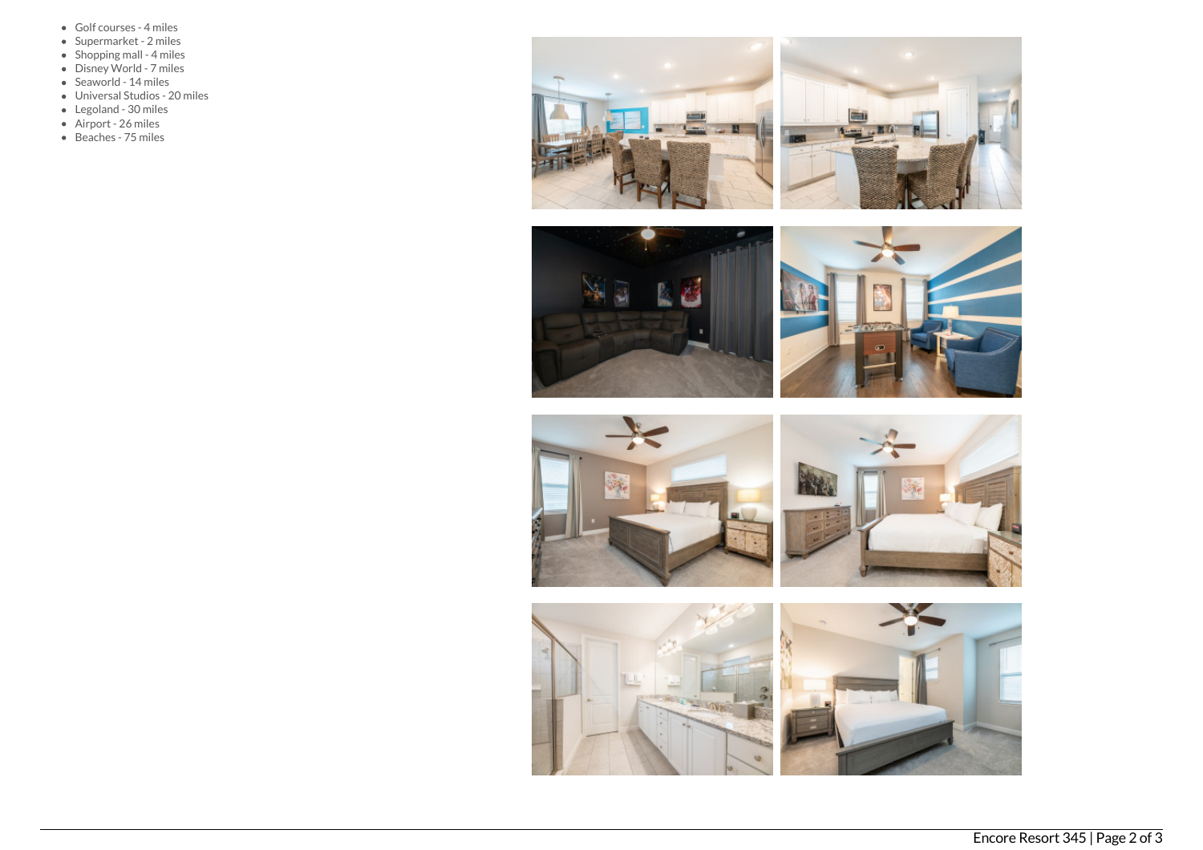- Golf courses - 4 miles
- Supermarket - 2 miles
- Shopping mall - 4 miles
- Disney World - 7 miles
- Seaworld - 14 miles
- Universal Studios - 20 miles
- Legoland - 30 miles
- Airport - 26 miles
- Beaches - 75 miles